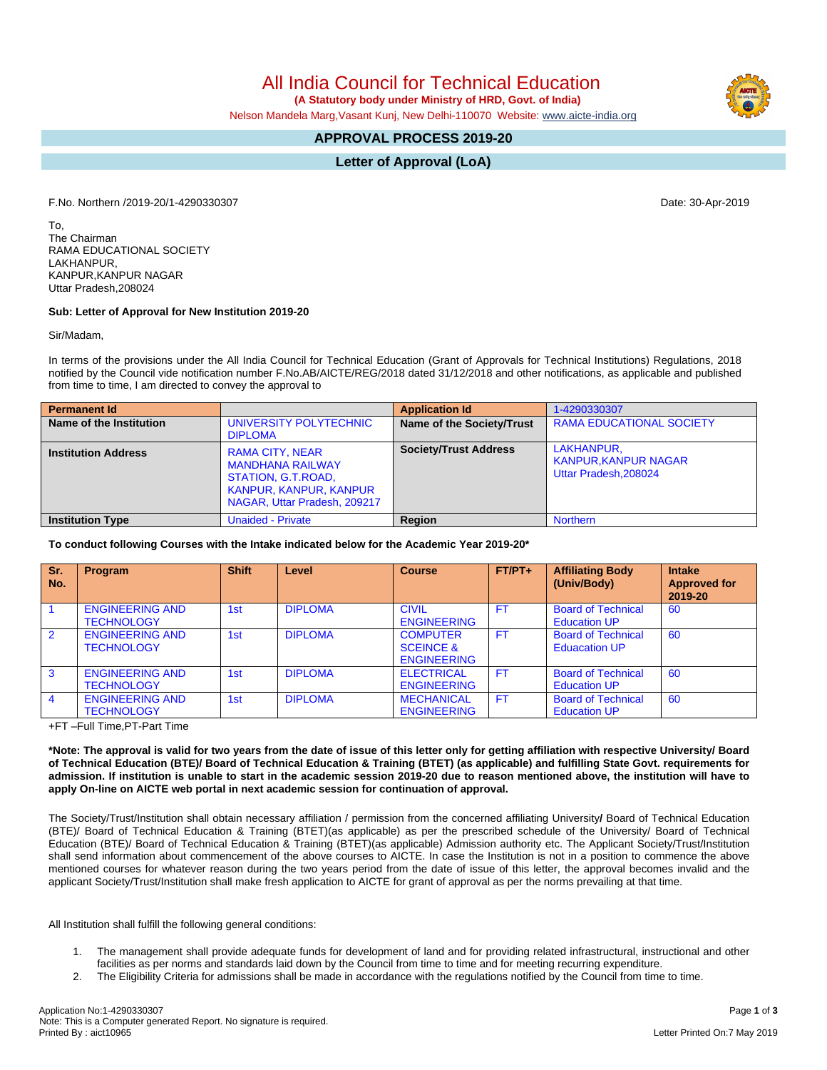# All India Council for Technical Education

**(A Statutory body under Ministry of HRD, Govt. of India)**

Nelson Mandela Marg,Vasant Kunj, New Delhi-110070 Website: www.aicte-india.org

## APPROVAL PROCESS 2019-20

## Letter of Approval (LoA)

F.No. Northern /2019-20/1-4290330307

Date: 30-Apr-2019

To,
The Chairman
RAMA EDUCATIONAL SOCIETY
LAKHANPUR,
KANPUR,KANPUR NAGAR
Uttar Pradesh,208024

**Sub: Letter of Approval for New Institution 2019-20**

Sir/Madam,

In terms of the provisions under the All India Council for Technical Education (Grant of Approvals for Technical Institutions) Regulations, 2018 notified by the Council vide notification number F.No.AB/AICTE/REG/2018 dated 31/12/2018 and other notifications, as applicable and published from time to time, I am directed to convey the approval to

| Permanent Id | | Application Id | 1-4290330307 |
|---|---|---|---|
| **Name of the Institution** | UNIVERSITY POLYTECHNIC DIPLOMA | **Name of the Society/Trust** | RAMA EDUCATIONAL SOCIETY |
| **Institution Address** | RAMA CITY, NEAR MANDHANA RAILWAY STATION, G.T.ROAD, KANPUR, KANPUR, KANPUR NAGAR, Uttar Pradesh, 209217 | **Society/Trust Address** | LAKHANPUR, KANPUR,KANPUR NAGAR Uttar Pradesh,208024 |
| **Institution Type** | Unaided - Private | **Region** | Northern |

**To conduct following Courses with the Intake indicated below for the Academic Year 2019-20***

| Sr. No. | Program | Shift | Level | Course | FT/PT+ | Affiliating Body (Univ/Body) | Intake Approved for 2019-20 |
|---|---|---|---|---|---|---|---|
| 1 | ENGINEERING AND TECHNOLOGY | 1st | DIPLOMA | CIVIL ENGINEERING | FT | Board of Technical Education UP | 60 |
| 2 | ENGINEERING AND TECHNOLOGY | 1st | DIPLOMA | COMPUTER SCEICE & ENGINEERING | FT | Board of Technical Eduacation UP | 60 |
| 3 | ENGINEERING AND TECHNOLOGY | 1st | DIPLOMA | ELECTRICAL ENGINEERING | FT | Board of Technical Education UP | 60 |
| 4 | ENGINEERING AND TECHNOLOGY | 1st | DIPLOMA | MECHANICAL ENGINEERING | FT | Board of Technical Education UP | 60 |

+FT –Full Time,PT-Part Time

**\*Note: The approval is valid for two years from the date of issue of this letter only for getting affiliation with respective University/ Board of Technical Education (BTE)/ Board of Technical Education & Training (BTET) (as applicable) and fulfilling State Govt. requirements for admission. If institution is unable to start in the academic session 2019-20 due to reason mentioned above, the institution will have to apply On-line on AICTE web portal in next academic session for continuation of approval.**

The Society/Trust/Institution shall obtain necessary affiliation / permission from the concerned affiliating University**/** Board of Technical Education (BTE)/ Board of Technical Education & Training (BTET)(as applicable) as per the prescribed schedule of the University/ Board of Technical Education (BTE)/ Board of Technical Education & Training (BTET)(as applicable) Admission authority etc. The Applicant Society/Trust/Institution shall send information about commencement of the above courses to AICTE. In case the Institution is not in a position to commence the above mentioned courses for whatever reason during the two years period from the date of issue of this letter, the approval becomes invalid and the applicant Society/Trust/Institution shall make fresh application to AICTE for grant of approval as per the norms prevailing at that time.

All Institution shall fulfill the following general conditions:

1. The management shall provide adequate funds for development of land and for providing related infrastructural, instructional and other facilities as per norms and standards laid down by the Council from time to time and for meeting recurring expenditure.
2. The Eligibility Criteria for admissions shall be made in accordance with the regulations notified by the Council from time to time.

Application No:1-4290330307
Note: This is a Computer generated Report. No signature is required.
Printed By : aict10965

Letter Printed On:7 May 2019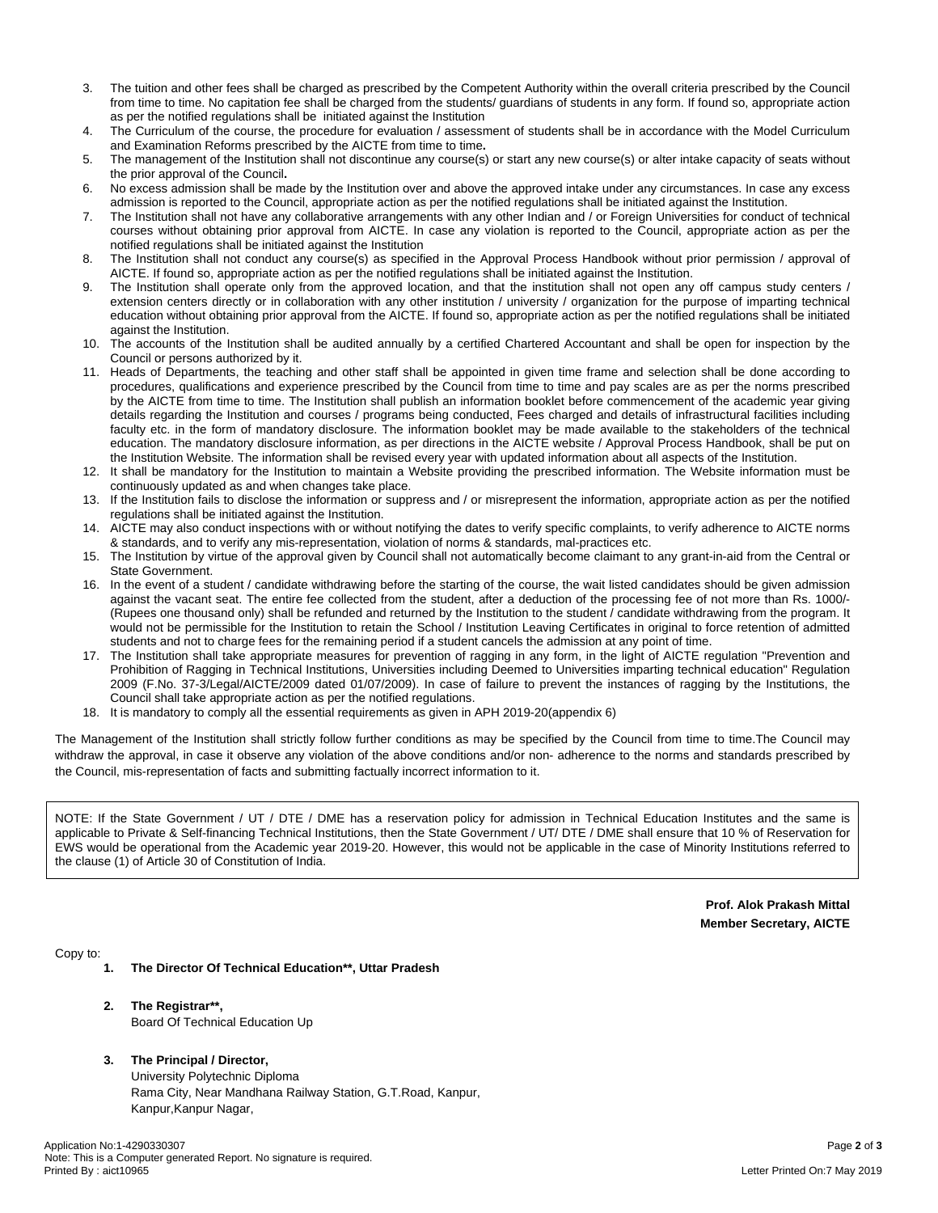3. The tuition and other fees shall be charged as prescribed by the Competent Authority within the overall criteria prescribed by the Council from time to time. No capitation fee shall be charged from the students/ guardians of students in any form. If found so, appropriate action as per the notified regulations shall be initiated against the Institution
4. The Curriculum of the course, the procedure for evaluation / assessment of students shall be in accordance with the Model Curriculum and Examination Reforms prescribed by the AICTE from time to time**.**
5. The management of the Institution shall not discontinue any course(s) or start any new course(s) or alter intake capacity of seats without the prior approval of the Council**.**
6. No excess admission shall be made by the Institution over and above the approved intake under any circumstances. In case any excess admission is reported to the Council, appropriate action as per the notified regulations shall be initiated against the Institution.
7. The Institution shall not have any collaborative arrangements with any other Indian and / or Foreign Universities for conduct of technical courses without obtaining prior approval from AICTE. In case any violation is reported to the Council, appropriate action as per the notified regulations shall be initiated against the Institution
8. The Institution shall not conduct any course(s) as specified in the Approval Process Handbook without prior permission / approval of AICTE. If found so, appropriate action as per the notified regulations shall be initiated against the Institution.
9. The Institution shall operate only from the approved location, and that the institution shall not open any off campus study centers / extension centers directly or in collaboration with any other institution / university / organization for the purpose of imparting technical education without obtaining prior approval from the AICTE. If found so, appropriate action as per the notified regulations shall be initiated against the Institution.
10. The accounts of the Institution shall be audited annually by a certified Chartered Accountant and shall be open for inspection by the Council or persons authorized by it.
11. Heads of Departments, the teaching and other staff shall be appointed in given time frame and selection shall be done according to procedures, qualifications and experience prescribed by the Council from time to time and pay scales are as per the norms prescribed by the AICTE from time to time. The Institution shall publish an information booklet before commencement of the academic year giving details regarding the Institution and courses / programs being conducted, Fees charged and details of infrastructural facilities including faculty etc. in the form of mandatory disclosure. The information booklet may be made available to the stakeholders of the technical education. The mandatory disclosure information, as per directions in the AICTE website / Approval Process Handbook, shall be put on the Institution Website. The information shall be revised every year with updated information about all aspects of the Institution.
12. It shall be mandatory for the Institution to maintain a Website providing the prescribed information. The Website information must be continuously updated as and when changes take place.
13. If the Institution fails to disclose the information or suppress and / or misrepresent the information, appropriate action as per the notified regulations shall be initiated against the Institution.
14. AICTE may also conduct inspections with or without notifying the dates to verify specific complaints, to verify adherence to AICTE norms & standards, and to verify any mis-representation, violation of norms & standards, mal-practices etc.
15. The Institution by virtue of the approval given by Council shall not automatically become claimant to any grant-in-aid from the Central or State Government.
16. In the event of a student / candidate withdrawing before the starting of the course, the wait listed candidates should be given admission against the vacant seat. The entire fee collected from the student, after a deduction of the processing fee of not more than Rs. 1000/- (Rupees one thousand only) shall be refunded and returned by the Institution to the student / candidate withdrawing from the program. It would not be permissible for the Institution to retain the School / Institution Leaving Certificates in original to force retention of admitted students and not to charge fees for the remaining period if a student cancels the admission at any point of time.
17. The Institution shall take appropriate measures for prevention of ragging in any form, in the light of AICTE regulation "Prevention and Prohibition of Ragging in Technical Institutions, Universities including Deemed to Universities imparting technical education" Regulation 2009 (F.No. 37-3/Legal/AICTE/2009 dated 01/07/2009). In case of failure to prevent the instances of ragging by the Institutions, the Council shall take appropriate action as per the notified regulations.
18. It is mandatory to comply all the essential requirements as given in APH 2019-20(appendix 6)

The Management of the Institution shall strictly follow further conditions as may be specified by the Council from time to time.The Council may withdraw the approval, in case it observe any violation of the above conditions and/or non- adherence to the norms and standards prescribed by the Council, mis-representation of facts and submitting factually incorrect information to it.

NOTE: If the State Government / UT / DTE / DME has a reservation policy for admission in Technical Education Institutes and the same is applicable to Private & Self-financing Technical Institutions, then the State Government / UT/ DTE / DME shall ensure that 10 % of Reservation for EWS would be operational from the Academic year 2019-20. However, this would not be applicable in the case of Minority Institutions referred to the clause (1) of Article 30 of Constitution of India.

**Prof. Alok Prakash Mittal**
**Member Secretary, AICTE**

Copy to:

1. **The Director Of Technical Education\*\*, Uttar Pradesh**

2. **The Registrar\*\*,**
   Board Of Technical Education Up

3. **The Principal / Director,**
   University Polytechnic Diploma
   Rama City, Near Mandhana Railway Station, G.T.Road, Kanpur,
   Kanpur,Kanpur Nagar,

Application No:1-4290330307
Note: This is a Computer generated Report. No signature is required.
Printed By : aict10965

Letter Printed On:7 May 2019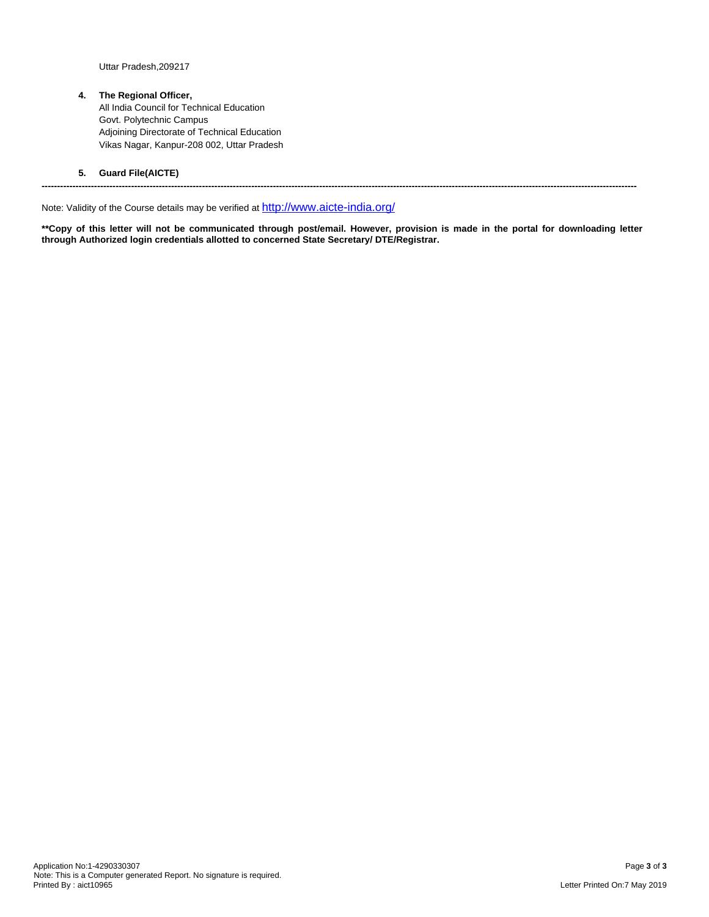Uttar Pradesh,209217

4. **The Regional Officer,**
   All India Council for Technical Education
   Govt. Polytechnic Campus
   Adjoining Directorate of Technical Education
   Vikas Nagar, Kanpur-208 002, Uttar Pradesh

5. **Guard File(AICTE)**

---

Note: Validity of the Course details may be verified at http://www.aicte-india.org/

**\*\*Copy of this letter will not be communicated through post/email. However, provision is made in the portal for downloading letter through Authorized login credentials allotted to concerned State Secretary/ DTE/Registrar.**

Application No:1-4290330307
Note: This is a Computer generated Report. No signature is required.
Printed By : aict10965

Letter Printed On:7 May 2019